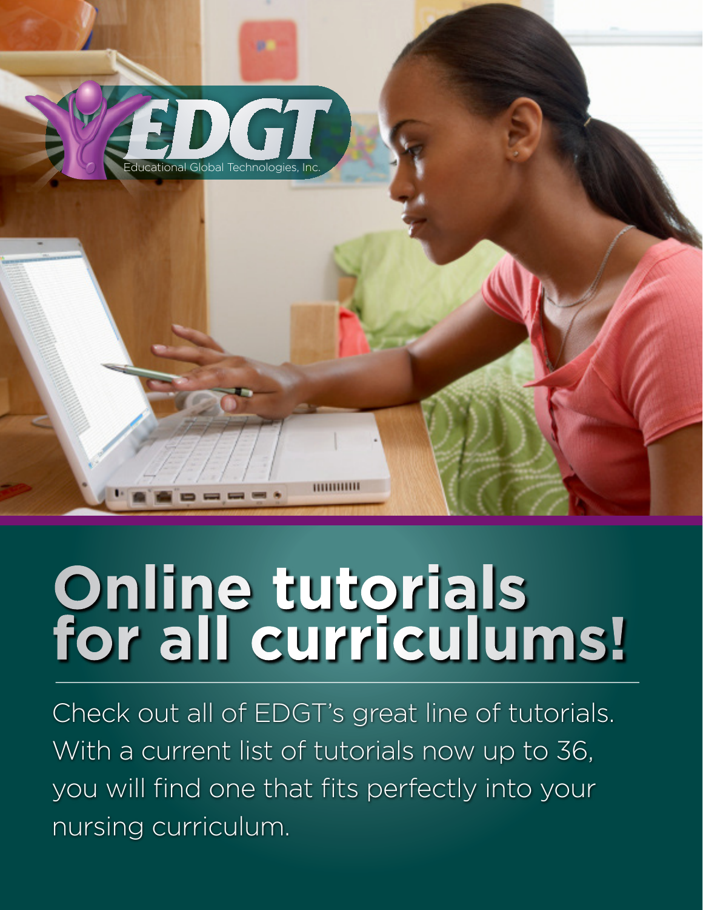EDGT

Educational Global Technologies, Inc.

# Online tutorials for all curriculums!

Check out all of EDGT's great line of tutorials. With a current list of tutorials now up to 36, you will find one that fits perfectly into your nursing curriculum.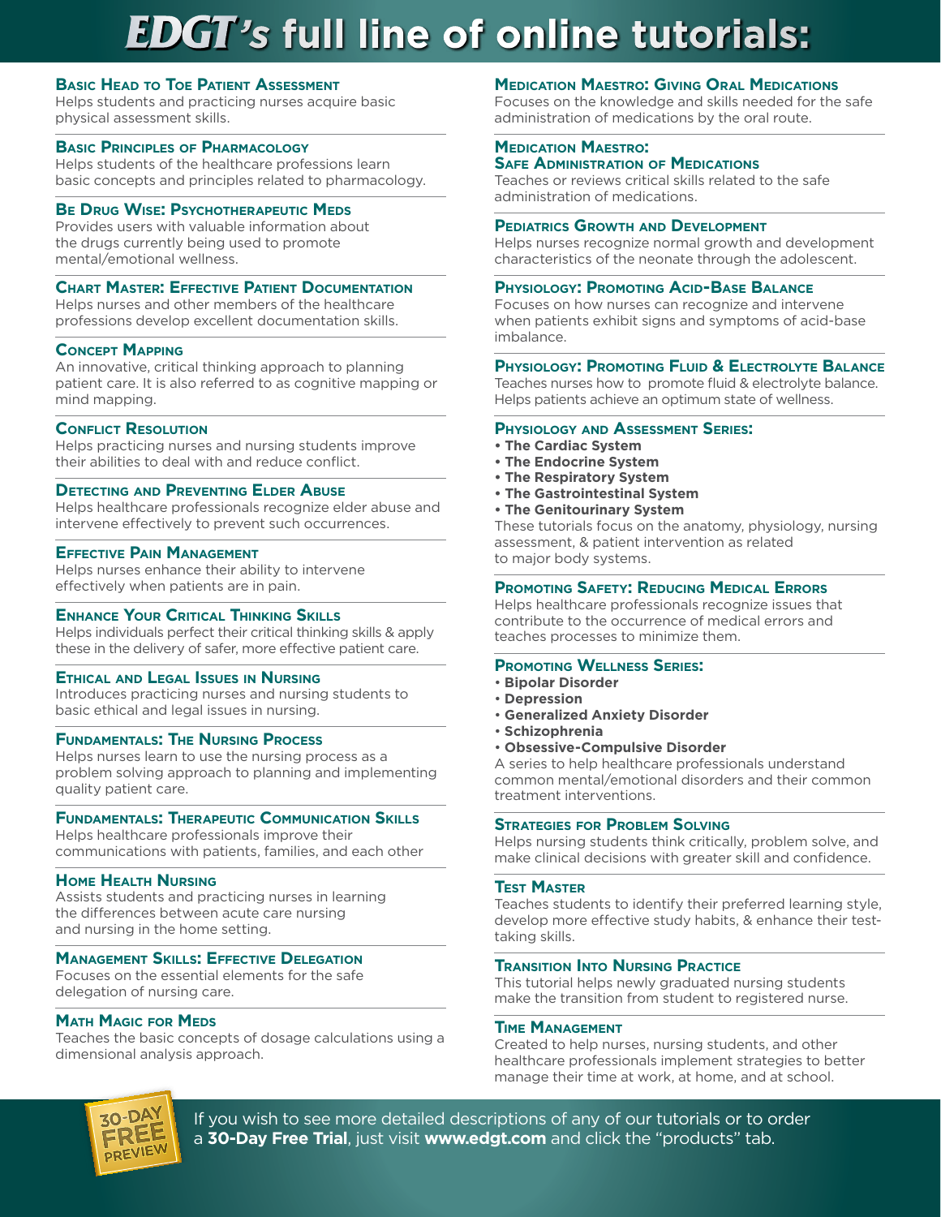# *EDGT's* full line of online tutorials:

### Basic Head to Toe Patient Assessment
Helps students and practicing nurses acquire basic physical assessment skills.

### Basic Principles of Pharmacology
Helps students of the healthcare professions learn basic concepts and principles related to pharmacology.

### Be Drug Wise: Psychotherapeutic Meds
Provides users with valuable information about the drugs currently being used to promote mental/emotional wellness.

### Chart Master: Effective Patient Documentation
Helps nurses and other members of the healthcare professions develop excellent documentation skills.

### Concept Mapping
An innovative, critical thinking approach to planning patient care. It is also referred to as cognitive mapping or mind mapping.

### Conflict Resolution
Helps practicing nurses and nursing students improve their abilities to deal with and reduce conflict.

### Detecting and Preventing Elder Abuse
Helps healthcare professionals recognize elder abuse and intervene effectively to prevent such occurrences.

### Effective Pain Management
Helps nurses enhance their ability to intervene effectively when patients are in pain.

### Enhance Your Critical Thinking Skills
Helps individuals perfect their critical thinking skills & apply these in the delivery of safer, more effective patient care.

### Ethical and Legal Issues in Nursing
Introduces practicing nurses and nursing students to basic ethical and legal issues in nursing.

### Fundamentals: The Nursing Process
Helps nurses learn to use the nursing process as a problem solving approach to planning and implementing quality patient care.

### Fundamentals: Therapeutic Communication Skills
Helps healthcare professionals improve their communications with patients, families, and each other

### Home Health Nursing
Assists students and practicing nurses in learning the differences between acute care nursing and nursing in the home setting.

### Management Skills: Effective Delegation
Focuses on the essential elements for the safe delegation of nursing care.

### Math Magic for Meds
Teaches the basic concepts of dosage calculations using a dimensional analysis approach.

### Medication Maestro: Giving Oral Medications
Focuses on the knowledge and skills needed for the safe administration of medications by the oral route.

### Medication Maestro: Safe Administration of Medications
Teaches or reviews critical skills related to the safe administration of medications.

### Pediatrics Growth and Development
Helps nurses recognize normal growth and development characteristics of the neonate through the adolescent.

### Physiology: Promoting Acid-Base Balance
Focuses on how nurses can recognize and intervene when patients exhibit signs and symptoms of acid-base imbalance.

### Physiology: Promoting Fluid & Electrolyte Balance
Teaches nurses how to promote fluid & electrolyte balance. Helps patients achieve an optimum state of wellness.

### Physiology and Assessment Series:
- **The Cardiac System**
- **The Endocrine System**
- **The Respiratory System**
- **The Gastrointestinal System**
- **The Genitourinary System**

These tutorials focus on the anatomy, physiology, nursing assessment, & patient intervention as related to major body systems.

### Promoting Safety: Reducing Medical Errors
Helps healthcare professionals recognize issues that contribute to the occurrence of medical errors and teaches processes to minimize them.

### Promoting Wellness Series:
- **Bipolar Disorder**
- **Depression**
- **Generalized Anxiety Disorder**
- **Schizophrenia**
- **Obsessive-Compulsive Disorder**

A series to help healthcare professionals understand common mental/emotional disorders and their common treatment interventions.

### Strategies for Problem Solving
Helps nursing students think critically, problem solve, and make clinical decisions with greater skill and confidence.

### Test Master
Teaches students to identify their preferred learning style, develop more effective study habits, & enhance their test-taking skills.

### Transition Into Nursing Practice
This tutorial helps newly graduated nursing students make the transition from student to registered nurse.

### Time Management
Created to help nurses, nursing students, and other healthcare professionals implement strategies to better manage their time at work, at home, and at school.

30-DAY FREE PREVIEW

If you wish to see more detailed descriptions of any of our tutorials or to order a **30-Day Free Trial**, just visit **www.edgt.com** and click the "products" tab.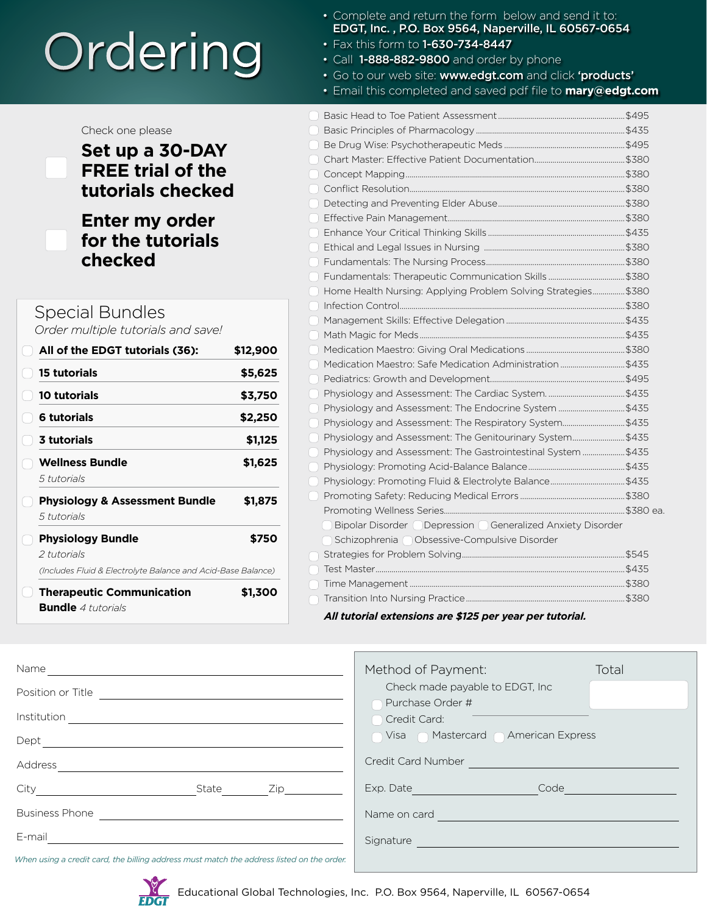# Ordering

- Complete and return the form below and send it to: **EDGT, Inc. , P.O. Box 9564, Naperville, IL 60567-0654**
- Fax this form to **1-630-734-8447**
- Call **1-888-882-9800** and order by phone
- Go to our web site: **www.edgt.com** and click **'products'**
- Email this completed and saved pdf file to **mary@edgt.com**

Check one please

- [ ] **Set up a 30-DAY FREE trial of the tutorials checked**
- [ ] **Enter my order for the tutorials checked**

## Special Bundles

*Order multiple tutorials and save!*

| | |
|---|---|
| **All of the EDGT tutorials (36):** | **$12,900** |
| **15 tutorials** | **$5,625** |
| **10 tutorials** | **$3,750** |
| **6 tutorials** | **$2,250** |
| **3 tutorials** | **$1,125** |
| **Wellness Bundle** *5 tutorials* | **$1,625** |
| **Physiology & Assessment Bundle** *5 tutorials* | **$1,875** |
| **Physiology Bundle** *2 tutorials* *(Includes Fluid & Electrolyte Balance and Acid-Base Balance)* | **$750** |
| **Therapeutic Communication Bundle** *4 tutorials* | **$1,300** |

| | |
|---|---|
| Basic Head to Toe Patient Assessment | $495 |
| Basic Principles of Pharmacology | $435 |
| Be Drug Wise: Psychotherapeutic Meds | $495 |
| Chart Master: Effective Patient Documentation | $380 |
| Concept Mapping | $380 |
| Conflict Resolution | $380 |
| Detecting and Preventing Elder Abuse | $380 |
| Effective Pain Management | $380 |
| Enhance Your Critical Thinking Skills | $435 |
| Ethical and Legal Issues in Nursing | $380 |
| Fundamentals: The Nursing Process | $380 |
| Fundamentals: Therapeutic Communication Skills | $380 |
| Home Health Nursing: Applying Problem Solving Strategies | $380 |
| Infection Control | $380 |
| Management Skills: Effective Delegation | $435 |
| Math Magic for Meds | $435 |
| Medication Maestro: Giving Oral Medications | $380 |
| Medication Maestro: Safe Medication Administration | $435 |
| Pediatrics: Growth and Development | $495 |
| Physiology and Assessment: The Cardiac System. | $435 |
| Physiology and Assessment: The Endocrine System | $435 |
| Physiology and Assessment: The Respiratory System | $435 |
| Physiology and Assessment: The Genitourinary System | $435 |
| Physiology and Assessment: The Gastrointestinal System | $435 |
| Physiology: Promoting Acid-Balance Balance | $435 |
| Physiology: Promoting Fluid & Electrolyte Balance | $435 |
| Promoting Safety: Reducing Medical Errors | $380 |
| Promoting Wellness Series (Bipolar Disorder, Depression, Generalized Anxiety Disorder, Schizophrenia, Obsessive-Compulsive Disorder) | $380 ea. |
| Strategies for Problem Solving | $545 |
| Test Master | $435 |
| Time Management | $380 |
| Transition Into Nursing Practice | $380 |

***All tutorial extensions are $125 per year per tutorial.***

Name ______________________

Position or Title ______________________

Institution ______________________

Dept ______________________

Address ______________________

City ______________ State ________ Zip ________

Business Phone ______________________

E-mail ______________________

*When using a credit card, the billing address must match the address listed on the order.*

Method of Payment: Total

Check made payable to EDGT, Inc

- [ ] Purchase Order # ____________
- [ ] Credit Card:
- [ ] Visa
- [ ] Mastercard
- [ ] American Express

Credit Card Number ______________________

Exp. Date ______________ Code ______________

Name on card ______________________

Signature ______________________

Educational Global Technologies, Inc. P.O. Box 9564, Naperville, IL 60567-0654